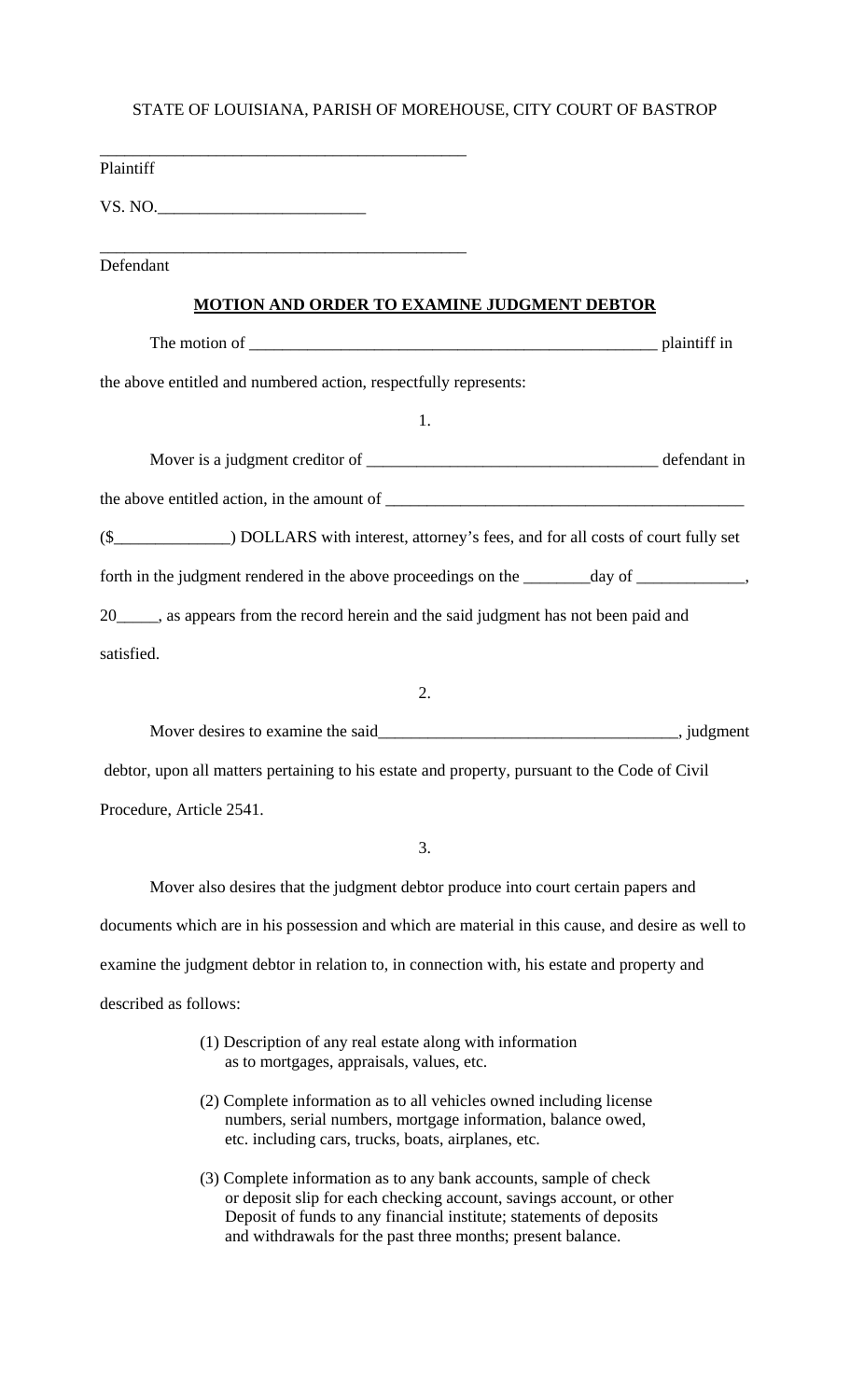STATE OF LOUISIANA, PARISH OF MOREHOUSE, CITY COURT OF BASTROP

_____________________________________________
Plaintiff

VS. NO.________________________

_____________________________________________
Defendant

**MOTION AND ORDER TO EXAMINE JUDGMENT DEBTOR**

The motion of _________________________________________________ plaintiff in the above entitled and numbered action, respectfully represents:

1.

Mover is a judgment creditor of __________________________________ defendant in the above entitled action, in the amount of ___________________________________________ ($_____________) DOLLARS with interest, attorney's fees, and for all costs of court fully set forth in the judgment rendered in the above proceedings on the ________day of _____________, 20_____, as appears from the record herein and the said judgment has not been paid and satisfied.

2.

Mover desires to examine the said___________________________________, judgment debtor, upon all matters pertaining to his estate and property, pursuant to the Code of Civil Procedure, Article 2541.

3.

Mover also desires that the judgment debtor produce into court certain papers and documents which are in his possession and which are material in this cause, and desire as well to examine the judgment debtor in relation to, in connection with, his estate and property and described as follows:

(1) Description of any real estate along with information as to mortgages, appraisals, values, etc.

(2) Complete information as to all vehicles owned including license numbers, serial numbers, mortgage information, balance owed, etc. including cars, trucks, boats, airplanes, etc.

(3) Complete information as to any bank accounts, sample of check or deposit slip for each checking account, savings account, or other Deposit of funds to any financial institute; statements of deposits and withdrawals for the past three months; present balance.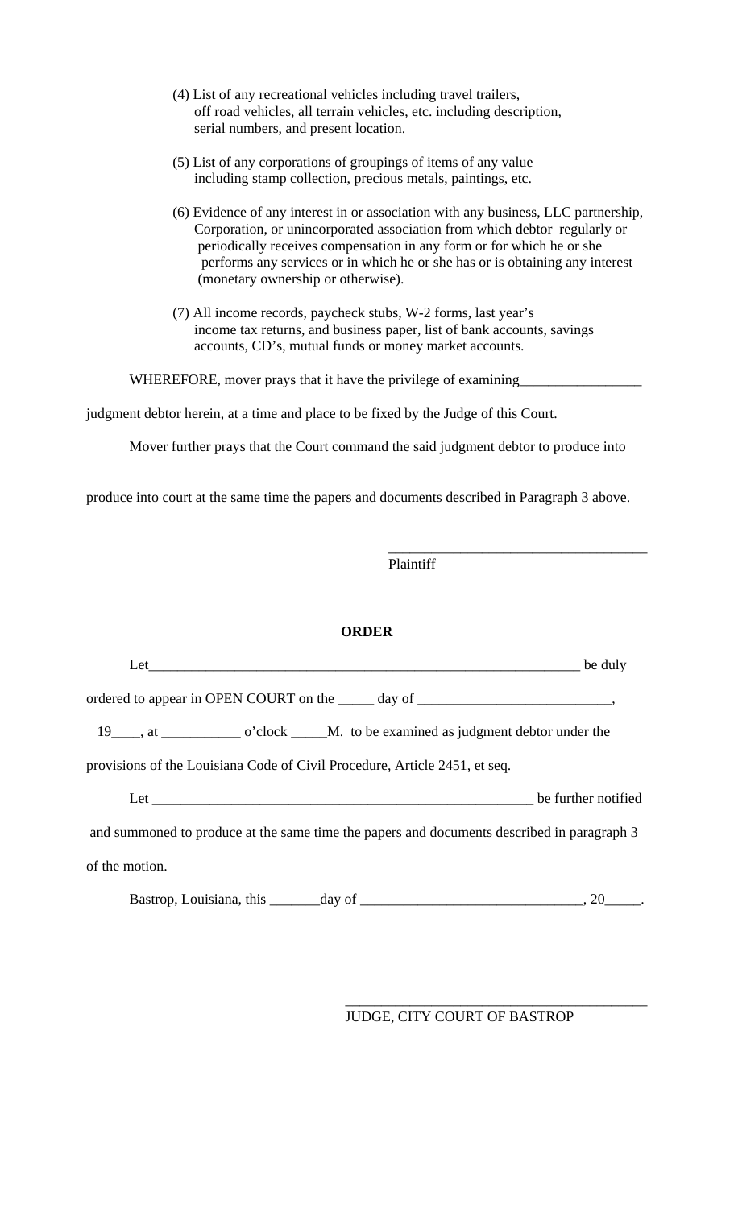(4) List of any recreational vehicles including travel trailers, off road vehicles, all terrain vehicles, etc. including description, serial numbers, and present location.

(5) List of any corporations of groupings of items of any value including stamp collection, precious metals, paintings, etc.

(6) Evidence of any interest in or association with any business, LLC partnership, Corporation, or unincorporated association from which debtor regularly or periodically receives compensation in any form or for which he or she performs any services or in which he or she has or is obtaining any interest (monetary ownership or otherwise).

(7) All income records, paycheck stubs, W-2 forms, last year's income tax returns, and business paper, list of bank accounts, savings accounts, CD's, mutual funds or money market accounts.

WHEREFORE, mover prays that it have the privilege of examining_________________ judgment debtor herein, at a time and place to be fixed by the Judge of this Court.

Mover further prays that the Court command the said judgment debtor to produce into

produce into court at the same time the papers and documents described in Paragraph 3 above.

____________________________________
Plaintiff

**ORDER**

Let_______________________________________________________________ be duly ordered to appear in OPEN COURT on the _____ day of ___________________________, 19____, at ___________ o'clock _____M. to be examined as judgment debtor under the provisions of the Louisiana Code of Civil Procedure, Article 2451, et seq.

Let _______________________________________________________ be further notified and summoned to produce at the same time the papers and documents described in paragraph 3 of the motion.

Bastrop, Louisiana, this _______day of _______________________________, 20_____.

__________________________________________
JUDGE, CITY COURT OF BASTROP